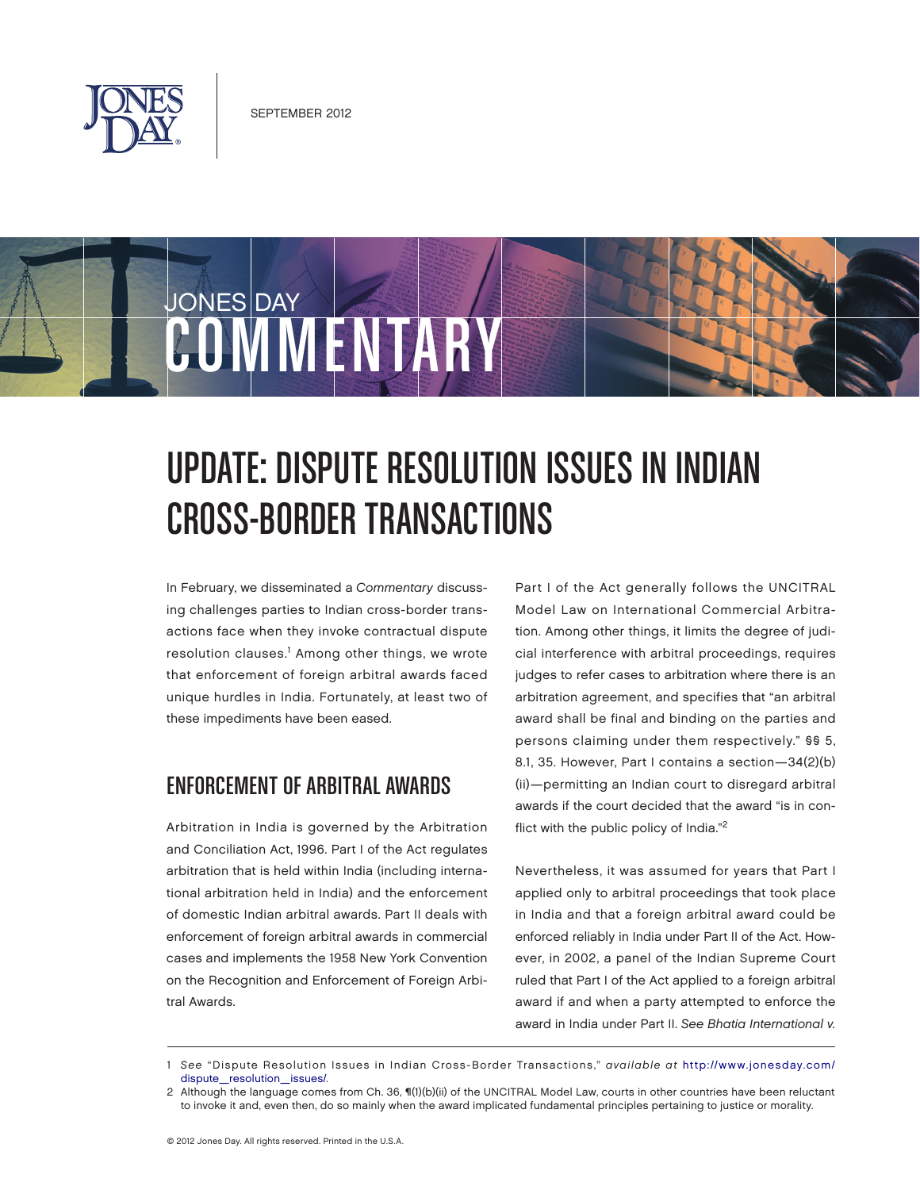SEPTEMBER 2012

JONES DAY COMMENTARY

# UPDATE: DISPUTE RESOLUTION ISSUES IN INDIAN CROSS-BORDER TRANSACTIONS

In February, we disseminated a *Commentary* discussing challenges parties to Indian cross-border transactions face when they invoke contractual dispute resolution clauses.[1] Among other things, we wrote that enforcement of foreign arbitral awards faced unique hurdles in India. Fortunately, at least two of these impediments have been eased.

## ENFORCEMENT OF ARBITRAL AWARDS

Arbitration in India is governed by the Arbitration and Conciliation Act, 1996. Part I of the Act regulates arbitration that is held within India (including international arbitration held in India) and the enforcement of domestic Indian arbitral awards. Part II deals with enforcement of foreign arbitral awards in commercial cases and implements the 1958 New York Convention on the Recognition and Enforcement of Foreign Arbitral Awards.

Part I of the Act generally follows the UNCITRAL Model Law on International Commercial Arbitration. Among other things, it limits the degree of judicial interference with arbitral proceedings, requires judges to refer cases to arbitration where there is an arbitration agreement, and specifies that "an arbitral award shall be final and binding on the parties and persons claiming under them respectively." §§ 5, 8.1, 35. However, Part I contains a section—34(2)(b)(ii)—permitting an Indian court to disregard arbitral awards if the court decided that the award "is in conflict with the public policy of India."[2]

Nevertheless, it was assumed for years that Part I applied only to arbitral proceedings that took place in India and that a foreign arbitral award could be enforced reliably in India under Part II of the Act. However, in 2002, a panel of the Indian Supreme Court ruled that Part I of the Act applied to a foreign arbitral award if and when a party attempted to enforce the award in India under Part II. *See Bhatia International v.*

1 *See* "Dispute Resolution Issues in Indian Cross-Border Transactions," *available at* http://www.jonesday.com/dispute_resolution_issues/.

2 Although the language comes from Ch. 36, ¶(1)(b)(ii) of the UNCITRAL Model Law, courts in other countries have been reluctant to invoke it and, even then, do so mainly when the award implicated fundamental principles pertaining to justice or morality.

© 2012 Jones Day. All rights reserved. Printed in the U.S.A.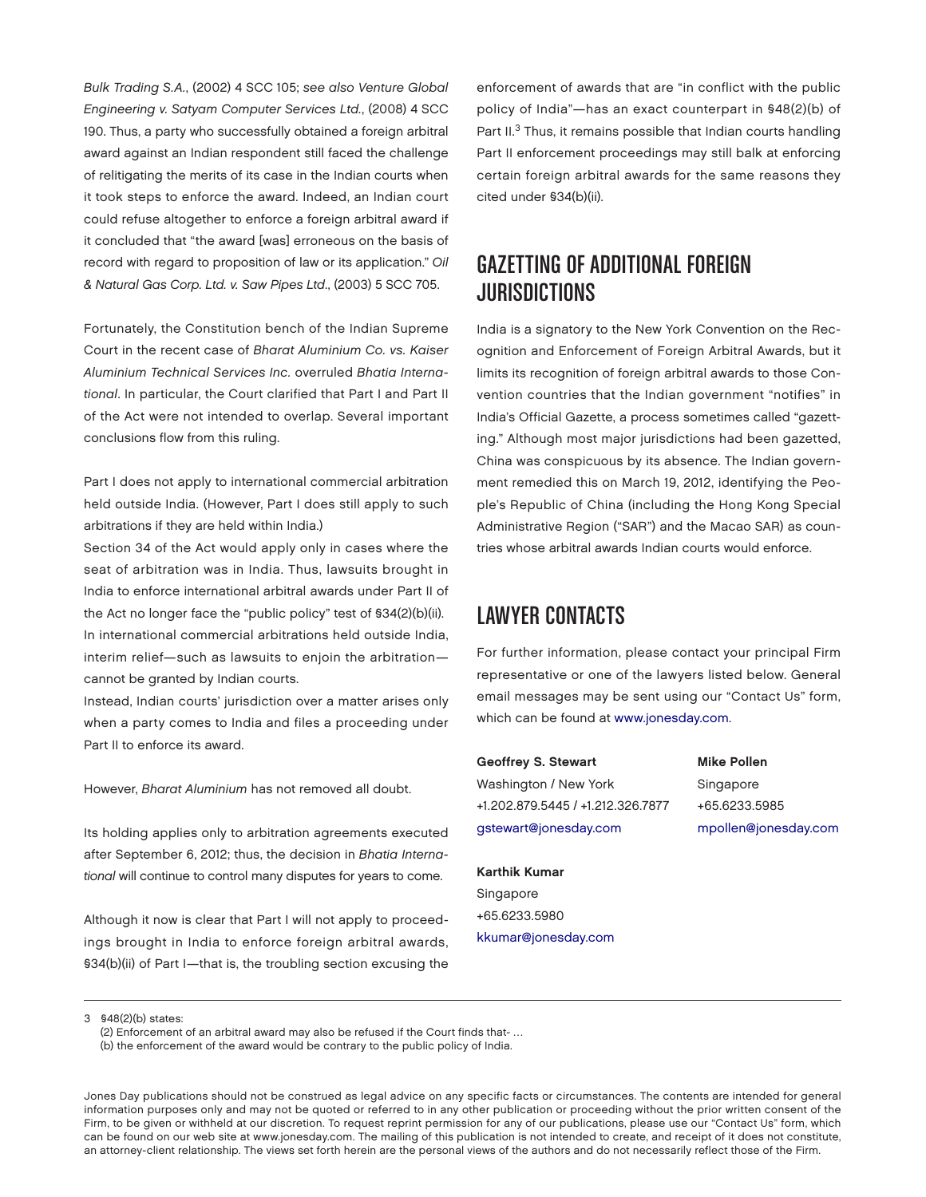*Bulk Trading S.A.*, (2002) 4 SCC 105; *see also Venture Global Engineering v. Satyam Computer Services Ltd.*, (2008) 4 SCC 190. Thus, a party who successfully obtained a foreign arbitral award against an Indian respondent still faced the challenge of relitigating the merits of its case in the Indian courts when it took steps to enforce the award. Indeed, an Indian court could refuse altogether to enforce a foreign arbitral award if it concluded that "the award [was] erroneous on the basis of record with regard to proposition of law or its application." *Oil & Natural Gas Corp. Ltd. v. Saw Pipes Ltd*., (2003) 5 SCC 705.

Fortunately, the Constitution bench of the Indian Supreme Court in the recent case of *Bharat Aluminium Co. vs. Kaiser Aluminium Technical Services Inc.* overruled *Bhatia International*. In particular, the Court clarified that Part I and Part II of the Act were not intended to overlap. Several important conclusions flow from this ruling.

Part I does not apply to international commercial arbitration held outside India. (However, Part I does still apply to such arbitrations if they are held within India.)

Section 34 of the Act would apply only in cases where the seat of arbitration was in India. Thus, lawsuits brought in India to enforce international arbitral awards under Part II of the Act no longer face the "public policy" test of §34(2)(b)(ii).

In international commercial arbitrations held outside India, interim relief—such as lawsuits to enjoin the arbitration—cannot be granted by Indian courts.

Instead, Indian courts' jurisdiction over a matter arises only when a party comes to India and files a proceeding under Part II to enforce its award.

However, *Bharat Aluminium* has not removed all doubt.

Its holding applies only to arbitration agreements executed after September 6, 2012; thus, the decision in *Bhatia International* will continue to control many disputes for years to come.

Although it now is clear that Part I will not apply to proceedings brought in India to enforce foreign arbitral awards, §34(b)(ii) of Part I—that is, the troubling section excusing the enforcement of awards that are "in conflict with the public policy of India"—has an exact counterpart in §48(2)(b) of Part II.[3] Thus, it remains possible that Indian courts handling Part II enforcement proceedings may still balk at enforcing certain foreign arbitral awards for the same reasons they cited under §34(b)(ii).

## GAZETTING OF ADDITIONAL FOREIGN JURISDICTIONS

India is a signatory to the New York Convention on the Recognition and Enforcement of Foreign Arbitral Awards, but it limits its recognition of foreign arbitral awards to those Convention countries that the Indian government "notifies" in India's Official Gazette, a process sometimes called "gazetting." Although most major jurisdictions had been gazetted, China was conspicuous by its absence. The Indian government remedied this on March 19, 2012, identifying the People's Republic of China (including the Hong Kong Special Administrative Region ("SAR") and the Macao SAR) as countries whose arbitral awards Indian courts would enforce.

## LAWYER CONTACTS

For further information, please contact your principal Firm representative or one of the lawyers listed below. General email messages may be sent using our "Contact Us" form, which can be found at www.jonesday.com.

**Geoffrey S. Stewart**
Washington / New York
+1.202.879.5445 / +1.212.326.7877
gstewart@jonesday.com

**Mike Pollen**
Singapore
+65.6233.5985
mpollen@jonesday.com

**Karthik Kumar**
Singapore
+65.6233.5980
kkumar@jonesday.com

---

3 §48(2)(b) states:
(2) Enforcement of an arbitral award may also be refused if the Court finds that- …
(b) the enforcement of the award would be contrary to the public policy of India.

Jones Day publications should not be construed as legal advice on any specific facts or circumstances. The contents are intended for general information purposes only and may not be quoted or referred to in any other publication or proceeding without the prior written consent of the Firm, to be given or withheld at our discretion. To request reprint permission for any of our publications, please use our "Contact Us" form, which can be found on our web site at www.jonesday.com. The mailing of this publication is not intended to create, and receipt of it does not constitute, an attorney-client relationship. The views set forth herein are the personal views of the authors and do not necessarily reflect those of the Firm.